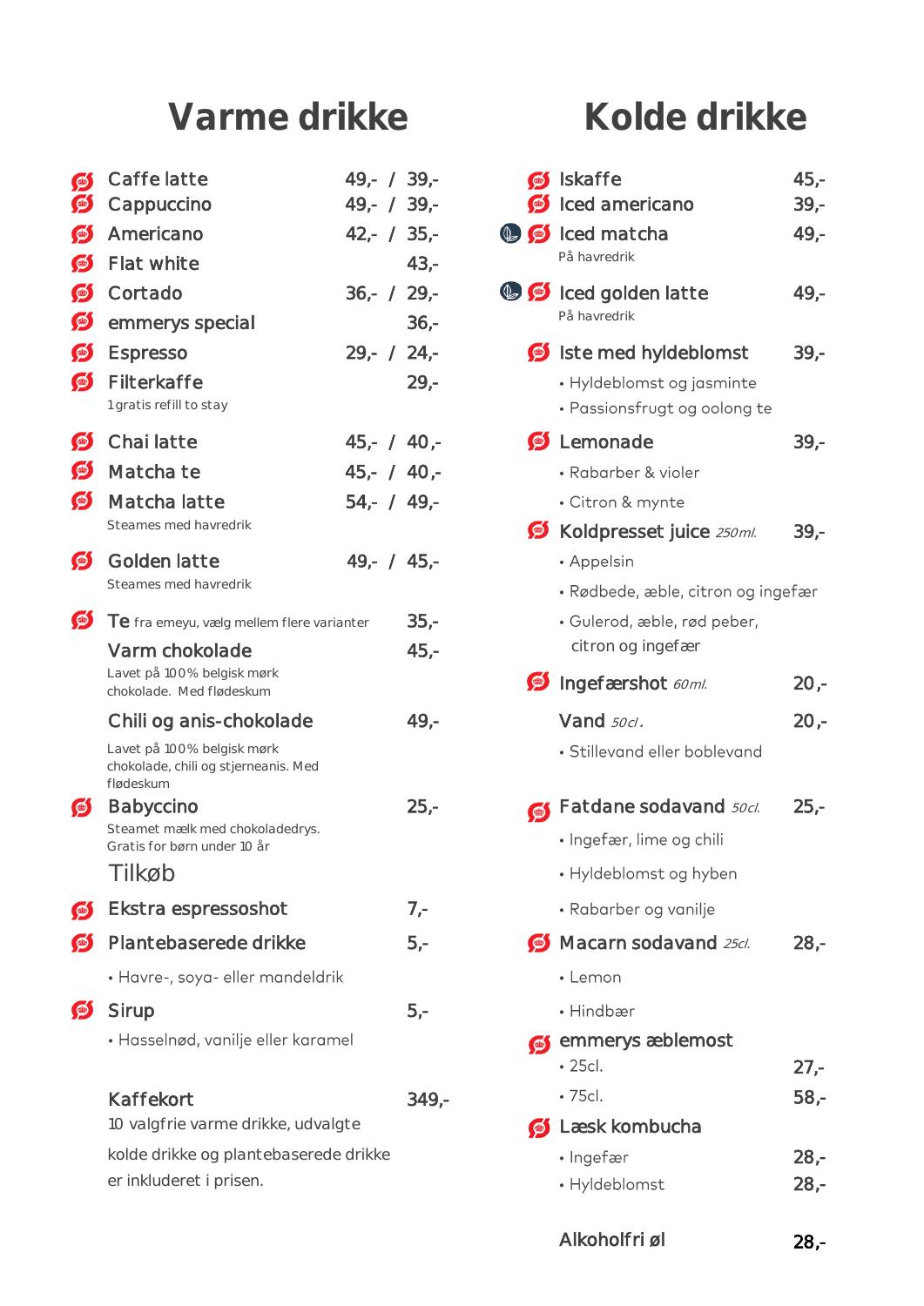# Varme drikke

| | | |
|---|---|---|
| Caffe latte | 49,- / 39,- |
| Cappuccino | 49,- / 39,- |
| Americano | 42,- / 35,- |
| Flat white | 43,- |
| Cortado | 36,- / 29,- |
| emmerys special | 36,- |
| Espresso | 29,- / 24,- |
| Filterkaffe<br>1 gratis refill to stay | 29,- |
| Chai latte | 45,- / 40,- |
| Matcha te | 45,- / 40,- |
| Matcha latte<br>Steames med havredrik | 54,- / 49,- |
| Golden latte<br>Steames med havredrik | 49,- / 45,- |
| Te fra emeyu, vælg mellem flere varianter | 35,- |
| Varm chokolade<br>Lavet på 100% belgisk mørk chokolade. Med flødeskum | 45,- |
| Chili og anis-chokolade<br>Lavet på 100% belgisk mørk chokolade, chili og stjerneanis. Med flødeskum | 49,- |
| Babyccino<br>Steamet mælk med chokoladedrys. Gratis for børn under 10 år | 25,- |

## Tilkøb

- **Ekstra espressoshot** 7,-
- **Plantebaserede drikke** 5,-
  - Havre-, soya- eller mandeldrik
- **Sirup** 5,-
  - Hasselnød, vanilje eller karamel

**Kaffekort** 349,-

10 valgfrie varme drikke, udvalgte kolde drikke og plantebaserede drikke er inkluderet i prisen.

# Kolde drikke

- **Iskaffe** 45,-
- **Iced americano** 39,-
- **Iced matcha** 49,-
  På havredrik
- **Iced golden latte** 49,-
  På havredrik
- **Iste med hyldeblomst** 39,-
  - Hyldeblomst og jasminte
  - Passionsfrugt og oolong te
- **Lemonade** 39,-
  - Rabarber & violer
  - Citron & mynte
- **Koldpresset juice** *250ml.* 39,-
  - Appelsin
  - Rødbede, æble, citron og ingefær
  - Gulerod, æble, rød peber, citron og ingefær
- **Ingefærshot** *60ml.* 20,-
- **Vand** *50cl.* 20,-
  - Stillevand eller boblevand
- **Fatdane sodavand** *50cl.* 25,-
  - Ingefær, lime og chili
  - Hyldeblomst og hyben
  - Rabarber og vanilje
- **Macarn sodavand** *25cl.* 28,-
  - Lemon
  - Hindbær
- **emmerys æblemost**
  - 25cl. 27,-
  - 75cl. 58,-
- **Læsk kombucha**
  - Ingefær 28,-
  - Hyldeblomst 28,-
- **Alkoholfri øl** 28,-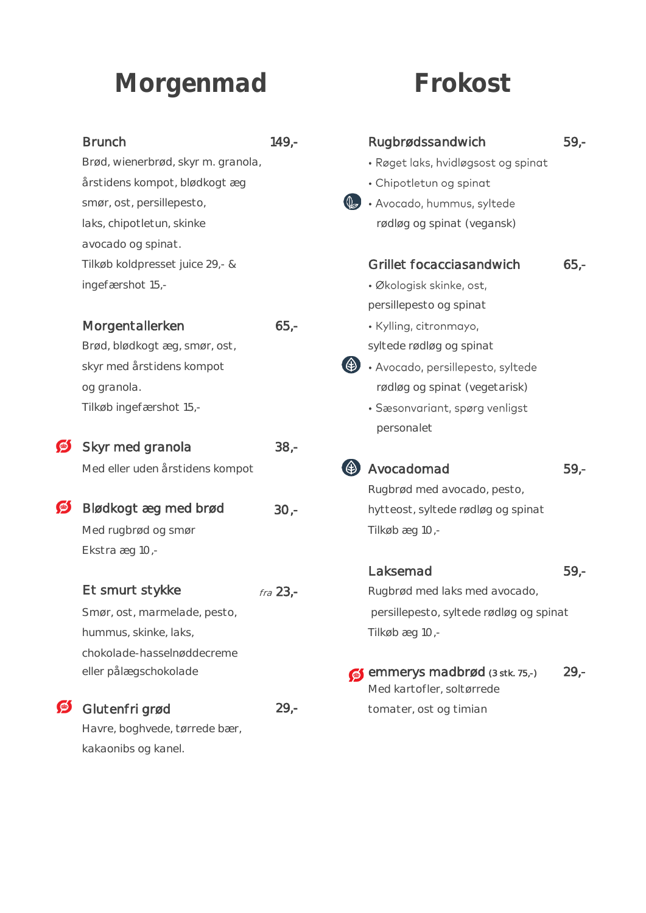# Morgenmad

### Brunch — 149,-

Brød, wienerbrød, skyr m. granola, årstidens kompot, blødkogt æg smør, ost, persillepesto, laks, chipotletun, skinke avocado og spinat.
Tilkøb koldpresset juice 29,- & ingefærshot 15,-

### Morgentallerken — 65,-

Brød, blødkogt æg, smør, ost, skyr med årstidens kompot og granola.
Tilkøb ingefærshot 15,-

### Skyr med granola — 38,-

Med eller uden årstidens kompot

### Blødkogt æg med brød — 30,-

Med rugbrød og smør
Ekstra æg 10,-

### Et smurt stykke — *fra* 23,-

Smør, ost, marmelade, pesto, hummus, skinke, laks, chokolade-hasselnøddecreme eller pålægschokolade

### Glutenfri grød — 29,-

Havre, boghvede, tørrede bær, kakaonibs og kanel.

# Frokost

### Rugbrødssandwich — 59,-

- Røget laks, hvidløgsost og spinat
- Chipotletun og spinat
- Avocado, hummus, syltede rødløg og spinat (vegansk)

### Grillet focacciasandwich — 65,-

- Økologisk skinke, ost, persillepesto og spinat
- Kylling, citronmayo, syltede rødløg og spinat
- Avocado, persillepesto, syltede rødløg og spinat (vegetarisk)
- Sæsonvariant, spørg venligst personalet

### Avocadomad — 59,-

Rugbrød med avocado, pesto, hytteost, syltede rødløg og spinat
Tilkøb æg 10,-

### Laksemad — 59,-

Rugbrød med laks med avocado, persillepesto, syltede rødløg og spinat
Tilkøb æg 10,-

### emmerys madbrød (3 stk. 75,-) — 29,-

Med kartofler, soltørrede tomater, ost og timian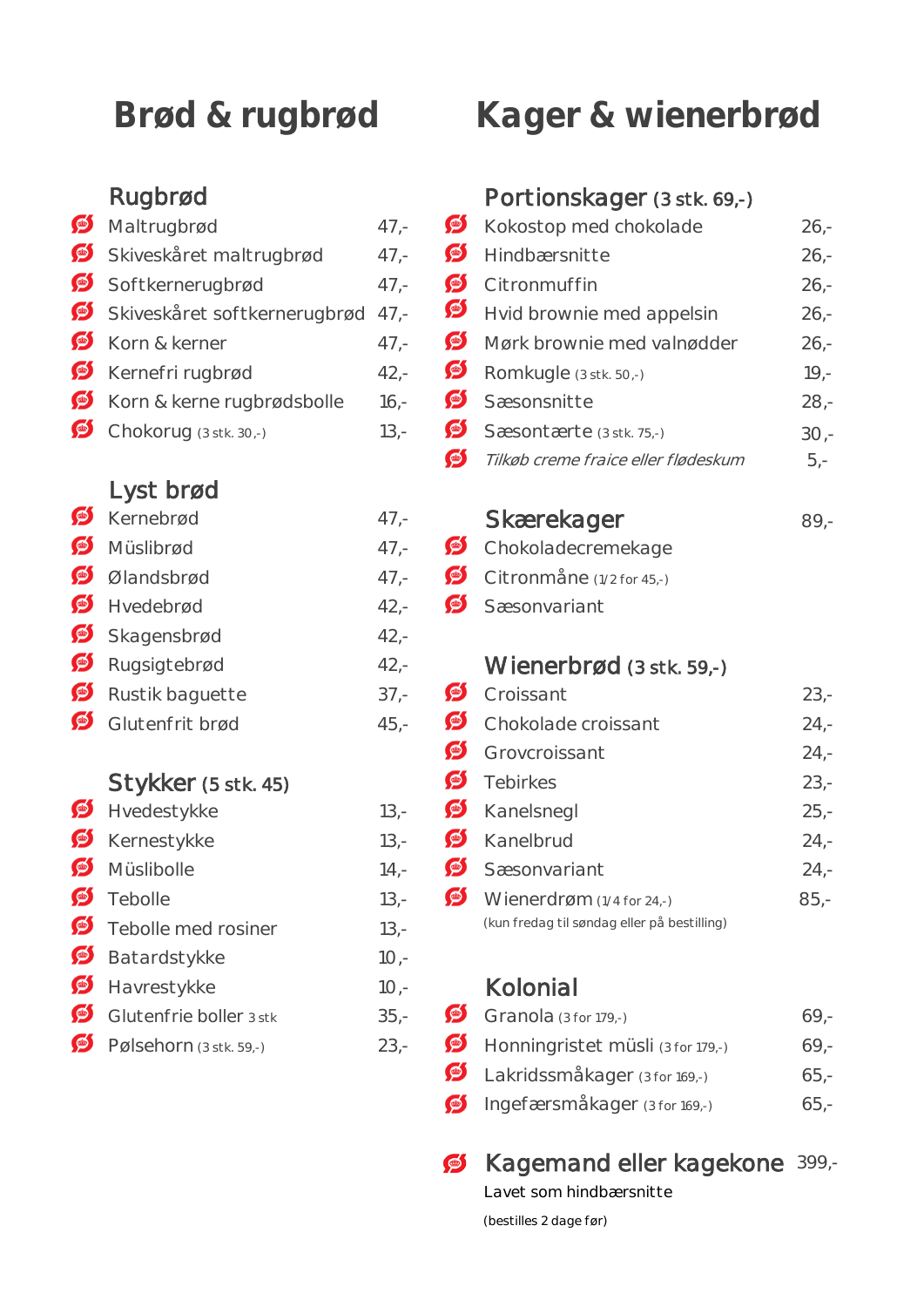# Brød & rugbrød

## Rugbrød

| | |
|---|---|
| Maltrugbrød | 47,- |
| Skiveskåret maltrugbrød | 47,- |
| Softkernerugbrød | 47,- |
| Skiveskåret softkernerugbrød | 47,- |
| Korn & kerner | 47,- |
| Kernefri rugbrød | 42,- |
| Korn & kerne rugbrødsbolle | 16,- |
| Chokorug (3 stk. 30,-) | 13,- |

## Lyst brød

| | |
|---|---|
| Kernebrød | 47,- |
| Müslibrød | 47,- |
| Ølandsbrød | 47,- |
| Hvedebrød | 42,- |
| Skagensbrød | 42,- |
| Rugsigtebrød | 42,- |
| Rustik baguette | 37,- |
| Glutenfrit brød | 45,- |

## Stykker (5 stk. 45)

| | |
|---|---|
| Hvedestykke | 13,- |
| Kernestykke | 13,- |
| Müslibolle | 14,- |
| Tebolle | 13,- |
| Tebolle med rosiner | 13,- |
| Batardstykke | 10,- |
| Havrestykke | 10,- |
| Glutenfrie boller 3 stk | 35,- |
| Pølsehorn (3 stk. 59,-) | 23,- |

# Kager & wienerbrød

## Portionskager (3 stk. 69,-)

| | |
|---|---|
| Kokostop med chokolade | 26,- |
| Hindbærsnitte | 26,- |
| Citronmuffin | 26,- |
| Hvid brownie med appelsin | 26,- |
| Mørk brownie med valnødder | 26,- |
| Romkugle (3 stk. 50,-) | 19,- |
| Sæsonsnitte | 28,- |
| Sæsontærte (3 stk. 75,-) | 30,- |
| *Tilkøb creme fraice eller flødeskum* | 5,- |

## Skærekager 89,-

- Chokoladecremekage
- Citronmåne (1/2 for 45,-)
- Sæsonvariant

## Wienerbrød (3 stk. 59,-)

| | |
|---|---|
| Croissant | 23,- |
| Chokolade croissant | 24,- |
| Grovcroissant | 24,- |
| Tebirkes | 23,- |
| Kanelsnegl | 25,- |
| Kanelbrud | 24,- |
| Sæsonvariant | 24,- |
| Wienerdrøm (1/4 for 24,-) | 85,- |

(kun fredag til søndag eller på bestilling)

## Kolonial

| | |
|---|---|
| Granola (3 for 179,-) | 69,- |
| Honningristet müsli (3 for 179,-) | 69,- |
| Lakridssmåkager (3 for 169,-) | 65,- |
| Ingefærsmåkager (3 for 169,-) | 65,- |

## Kagemand eller kagekone 399,-

Lavet som hindbærsnitte

(bestilles 2 dage før)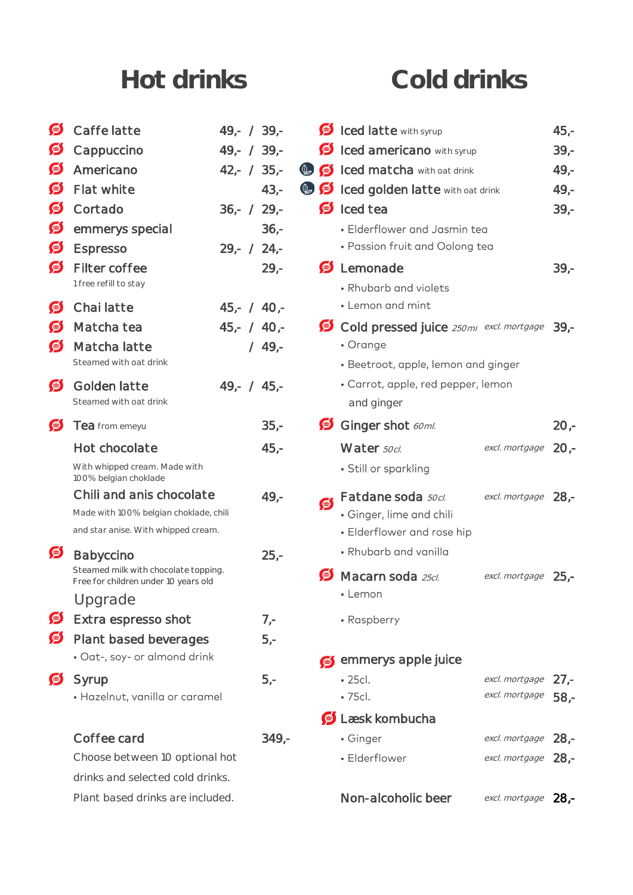# Hot drinks

| Item | Price |
| --- | --- |
| Caffe latte | 49,- / 39,- |
| Cappuccino | 49,- / 39,- |
| Americano | 42,- / 35,- |
| Flat white | 43,- |
| Cortado | 36,- / 29,- |
| emmerys special | 36,- |
| Espresso | 29,- / 24,- |
| Filter coffee<br>1 free refill to stay | 29,- |
| Chai latte | 45,- / 40,- |
| Matcha tea | 45,- / 40,- |
| Matcha latte<br>Steamed with oat drink | / 49,- |
| Golden latte<br>Steamed with oat drink | 49,- / 45,- |
| Tea from emeyu | 35,- |
| Hot chocolate<br>With whipped cream. Made with 100% belgian choklade | 45,- |
| Chili and anis chocolate<br>Made with 100% belgian choklade, chili and star anise. With whipped cream. | 49,- |
| Babyccino<br>Steamed milk with chocolate topping. Free for children under 10 years old | 25,- |

## Upgrade

| Item | Price |
| --- | --- |
| Extra espresso shot | 7,- |
| Plant based beverages<br>• Oat-, soy- or almond drink | 5,- |
| Syrup<br>• Hazelnut, vanilla or caramel | 5,- |

**Coffee card** 349,-

Choose between 10 optional hot drinks and selected cold drinks. Plant based drinks are included.

# Cold drinks

| Item | | Price |
| --- | --- | --- |
| Iced latte with syrup | | 45,- |
| Iced americano with syrup | | 39,- |
| Iced matcha with oat drink | | 49,- |
| Iced golden latte with oat drink | | 49,- |
| Iced tea<br>• Elderflower and Jasmin tea<br>• Passion fruit and Oolong tea | | 39,- |
| Lemonade<br>• Rhubarb and violets<br>• Lemon and mint | | 39,- |
| Cold pressed juice *250ml*<br>• Orange<br>• Beetroot, apple, lemon and ginger<br>• Carrot, apple, red pepper, lemon and ginger | *excl. mortgage* | 39,- |
| Ginger shot *60ml.* | | 20,- |
| Water *50cl.*<br>• Still or sparkling | *excl. mortgage* | 20,- |
| Fatdane soda *50cl.*<br>• Ginger, lime and chili<br>• Elderflower and rose hip<br>• Rhubarb and vanilla | *excl. mortgage* | 28,- |
| Macarn soda *25cl.*<br>• Lemon<br>• Raspberry | *excl. mortgage* | 25,- |
| emmerys apple juice | | |
| • 25cl. | *excl. mortgage* | 27,- |
| • 75cl. | *excl. mortgage* | 58,- |
| Læsk kombucha | | |
| • Ginger | *excl. mortgage* | 28,- |
| • Elderflower | *excl. mortgage* | 28,- |
| Non-alcoholic beer | *excl. mortgage* | 28,- |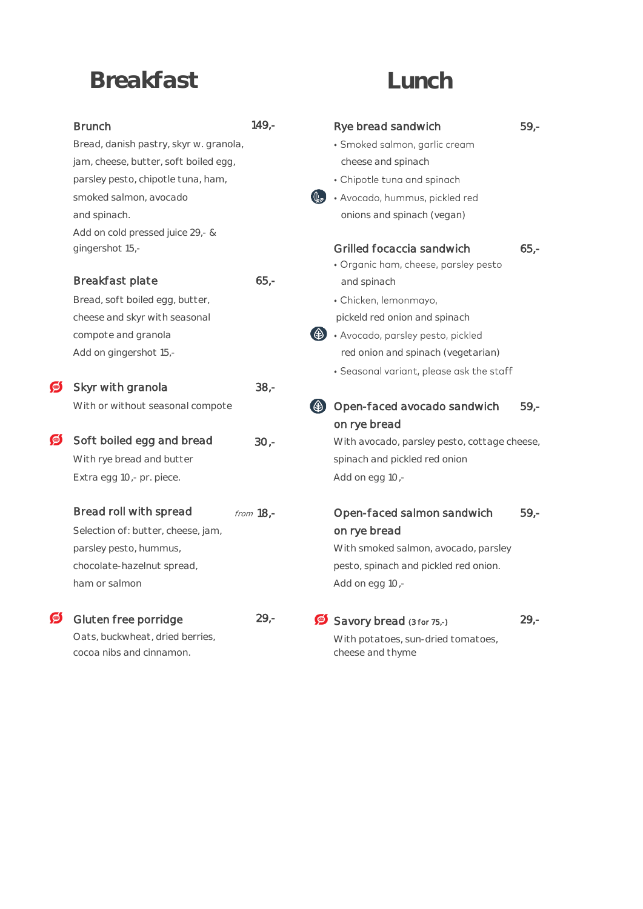# Breakfast

### Brunch — 149,-

Bread, danish pastry, skyr w. granola, jam, cheese, butter, soft boiled egg, parsley pesto, chipotle tuna, ham, smoked salmon, avocado and spinach.
Add on cold pressed juice 29,- & gingershot 15,-

### Breakfast plate — 65,-

Bread, soft boiled egg, butter, cheese and skyr with seasonal compote and granola
Add on gingershot 15,-

### Skyr with granola — 38,-

With or without seasonal compote

### Soft boiled egg and bread — 30,-

With rye bread and butter
Extra egg 10,- pr. piece.

### Bread roll with spread — *from* 18,-

Selection of: butter, cheese, jam, parsley pesto, hummus, chocolate-hazelnut spread, ham or salmon

### Gluten free porridge — 29,-

Oats, buckwheat, dried berries, cocoa nibs and cinnamon.

# Lunch

### Rye bread sandwich — 59,-

- Smoked salmon, garlic cream cheese and spinach
- Chipotle tuna and spinach
- Avocado, hummus, pickled red onions and spinach (vegan)

### Grilled focaccia sandwich — 65,-

- Organic ham, cheese, parsley pesto and spinach
- Chicken, lemonmayo, pickeld red onion and spinach
- Avocado, parsley pesto, pickled red onion and spinach (vegetarian)
- Seasonal variant, please ask the staff

### Open-faced avocado sandwich on rye bread — 59,-

With avocado, parsley pesto, cottage cheese, spinach and pickled red onion
Add on egg 10,-

### Open-faced salmon sandwich on rye bread — 59,-

With smoked salmon, avocado, parsley pesto, spinach and pickled red onion.
Add on egg 10,-

### Savory bread (3 for 75,-) — 29,-

With potatoes, sun-dried tomatoes, cheese and thyme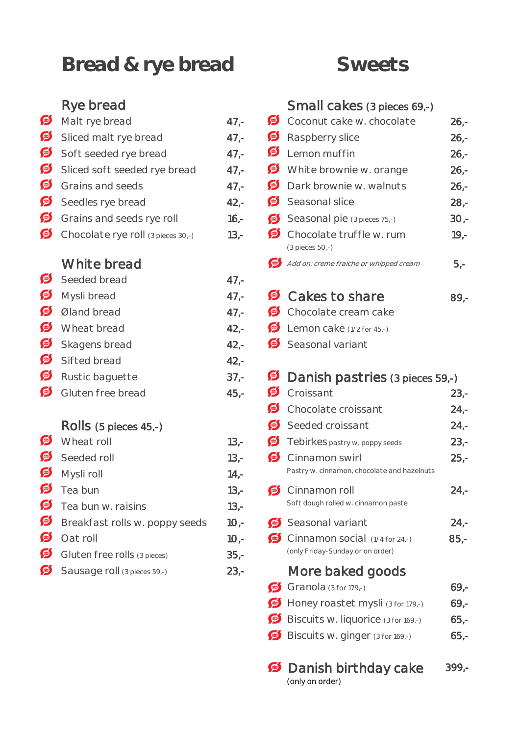# Bread & rye bread

## Rye bread

| | |
|---|---|
| Malt rye bread | 47,- |
| Sliced malt rye bread | 47,- |
| Soft seeded rye bread | 47,- |
| Sliced soft seeded rye bread | 47,- |
| Grains and seeds | 47,- |
| Seedles rye bread | 42,- |
| Grains and seeds rye roll | 16,- |
| Chocolate rye roll (3 pieces 30,-) | 13,- |

## White bread

| | |
|---|---|
| Seeded bread | 47,- |
| Mysli bread | 47,- |
| Øland bread | 47,- |
| Wheat bread | 42,- |
| Skagens bread | 42,- |
| Sifted bread | 42,- |
| Rustic baguette | 37,- |
| Gluten free bread | 45,- |

## Rolls (5 pieces 45,-)

| | |
|---|---|
| Wheat roll | 13,- |
| Seeded roll | 13,- |
| Mysli roll | 14,- |
| Tea bun | 13,- |
| Tea bun w. raisins | 13,- |
| Breakfast rolls w. poppy seeds | 10,- |
| Oat roll | 10,- |
| Gluten free rolls (3 pieces) | 35,- |
| Sausage roll (3 pieces 59,-) | 23,- |

# Sweets

## Small cakes (3 pieces 69,-)

| | |
|---|---|
| Coconut cake w. chocolate | 26,- |
| Raspberry slice | 26,- |
| Lemon muffin | 26,- |
| White brownie w. orange | 26,- |
| Dark brownie w. walnuts | 26,- |
| Seasonal slice | 28,- |
| Seasonal pie (3 pieces 75,-) | 30,- |
| Chocolate truffle w. rum (3 pieces 50,-) | 19,- |
| *Add on: creme fraiche or whipped cream* | 5,- |

## Cakes to share — 89,-

- Chocolate cream cake
- Lemon cake (1/2 for 45,-)
- Seasonal variant

## Danish pastries (3 pieces 59,-)

| | |
|---|---|
| Croissant | 23,- |
| Chocolate croissant | 24,- |
| Seeded croissant | 24,- |
| Tebirkes pastry w. poppy seeds | 23,- |
| Cinnamon swirl<br>Pastry w. cinnamon, chocolate and hazelnuts | 25,- |
| Cinnamon roll<br>Soft dough rolled w. cinnamon paste | 24,- |
| Seasonal variant | 24,- |
| Cinnamon social (1/4 for 24,-)<br>(only Friday-Sunday or on order) | 85,- |

## More baked goods

| | |
|---|---|
| Granola (3 for 179,-) | 69,- |
| Honey roastet mysli (3 for 179,-) | 69,- |
| Biscuits w. liquorice (3 for 169,-) | 65,- |
| Biscuits w. ginger (3 for 169,-) | 65,- |

## Danish birthday cake — 399,-

(only on order)